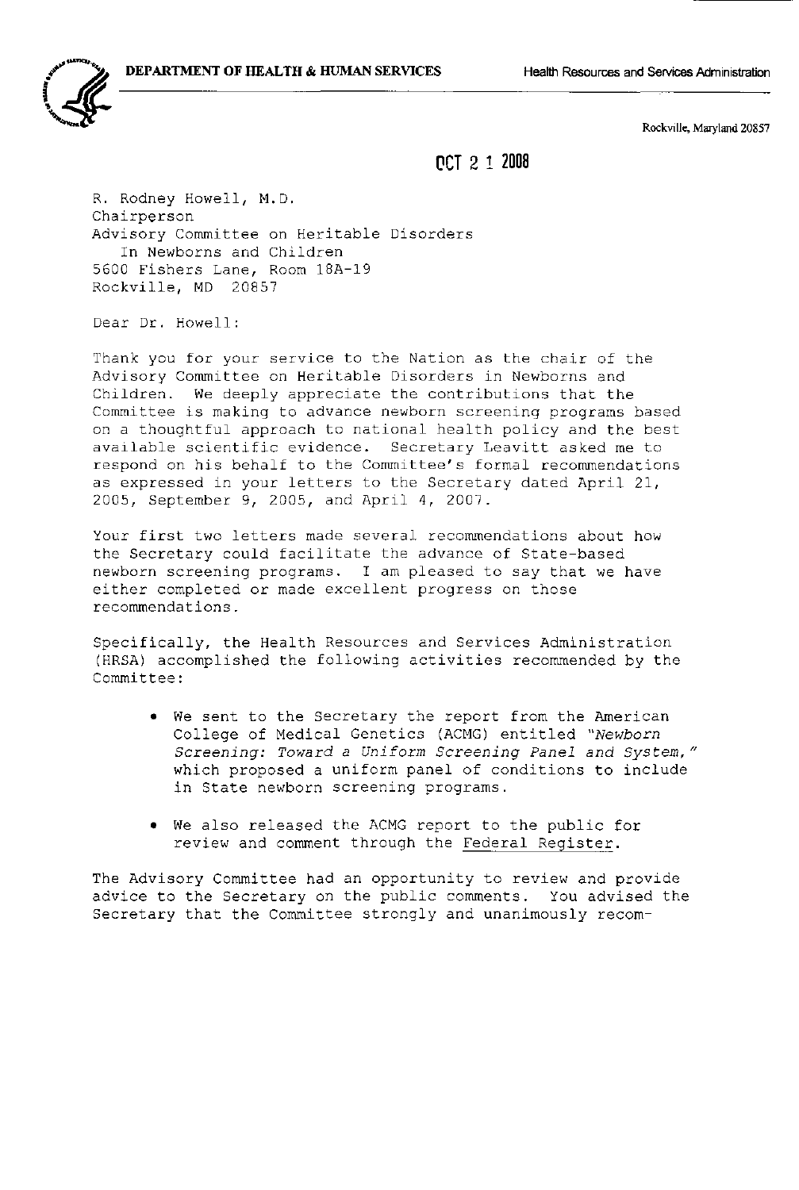**DEPARTMENT OF HEALTH & HUMAN SERVICES** Health Resources and Services Administration

Rockville, Maryland 20857

OCT 2 1 2008

R. Rodney Howell, M.D.
Chairperson
Advisory Committee on Heritable Disorders
In Newborns and Children
5600 Fishers Lane, Room 18A-19
Rockville, MD 20857

Dear Dr. Howell:

Thank you for your service to the Nation as the chair of the Advisory Committee on Heritable Disorders in Newborns and Children. We deeply appreciate the contributions that the Committee is making to advance newborn screening programs based on a thoughtful approach to national health policy and the best available scientific evidence. Secretary Leavitt asked me to respond on his behalf to the Committee's formal recommendations as expressed in your letters to the Secretary dated April 21, 2005, September 9, 2005, and April 4, 2007.

Your first two letters made several recommendations about how the Secretary could facilitate the advance of State-based newborn screening programs. I am pleased to say that we have either completed or made excellent progress on those recommendations.

Specifically, the Health Resources and Services Administration (HRSA) accomplished the following activities recommended by the Committee:

- We sent to the Secretary the report from the American College of Medical Genetics (ACMG) entitled "*Newborn Screening: Toward a Uniform Screening Panel and System,*" which proposed a uniform panel of conditions to include in State newborn screening programs.
- We also released the ACMG report to the public for review and comment through the Federal Register.

The Advisory Committee had an opportunity to review and provide advice to the Secretary on the public comments. You advised the Secretary that the Committee strongly and unanimously recom-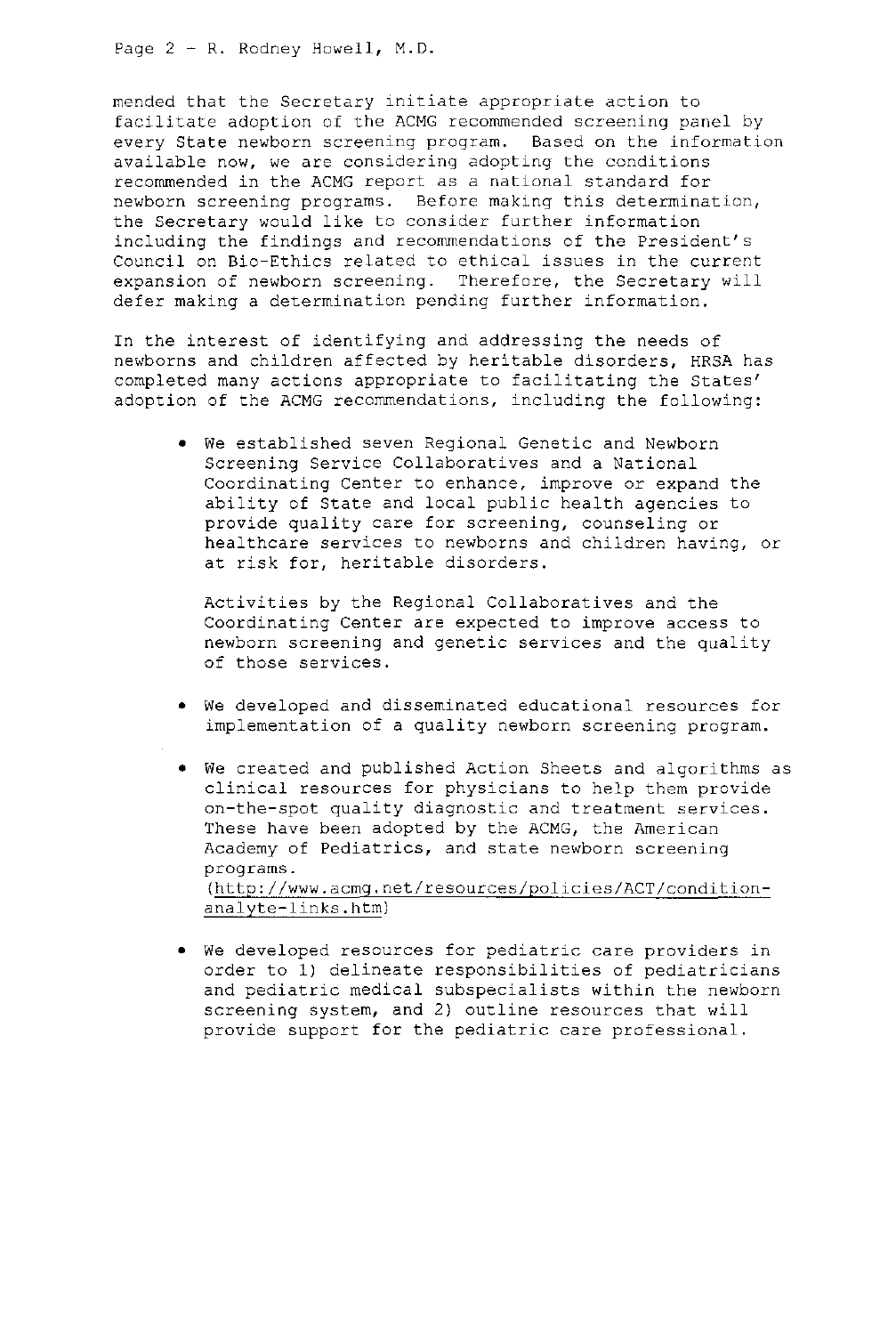mended that the Secretary initiate appropriate action to facilitate adoption of the ACMG recommended screening panel by every State newborn screening program. Based on the information available now, we are considering adopting the conditions recommended in the ACMG report as a national standard for newborn screening programs. Before making this determination, the Secretary would like to consider further information including the findings and recommendations of the President's Council on Bio-Ethics related to ethical issues in the current expansion of newborn screening. Therefore, the Secretary will defer making a determination pending further information.

In the interest of identifying and addressing the needs of newborns and children affected by heritable disorders, HRSA has completed many actions appropriate to facilitating the States' adoption of the ACMG recommendations, including the following:

- We established seven Regional Genetic and Newborn Screening Service Collaboratives and a National Coordinating Center to enhance, improve or expand the ability of State and local public health agencies to provide quality care for screening, counseling or healthcare services to newborns and children having, or at risk for, heritable disorders.

  Activities by the Regional Collaboratives and the Coordinating Center are expected to improve access to newborn screening and genetic services and the quality of those services.

- We developed and disseminated educational resources for implementation of a quality newborn screening program.

- We created and published Action Sheets and algorithms as clinical resources for physicians to help them provide on-the-spot quality diagnostic and treatment services. These have been adopted by the ACMG, the American Academy of Pediatrics, and state newborn screening programs. (http://www.acmg.net/resources/policies/ACT/condition-analyte-links.htm)

- We developed resources for pediatric care providers in order to 1) delineate responsibilities of pediatricians and pediatric medical subspecialists within the newborn screening system, and 2) outline resources that will provide support for the pediatric care professional.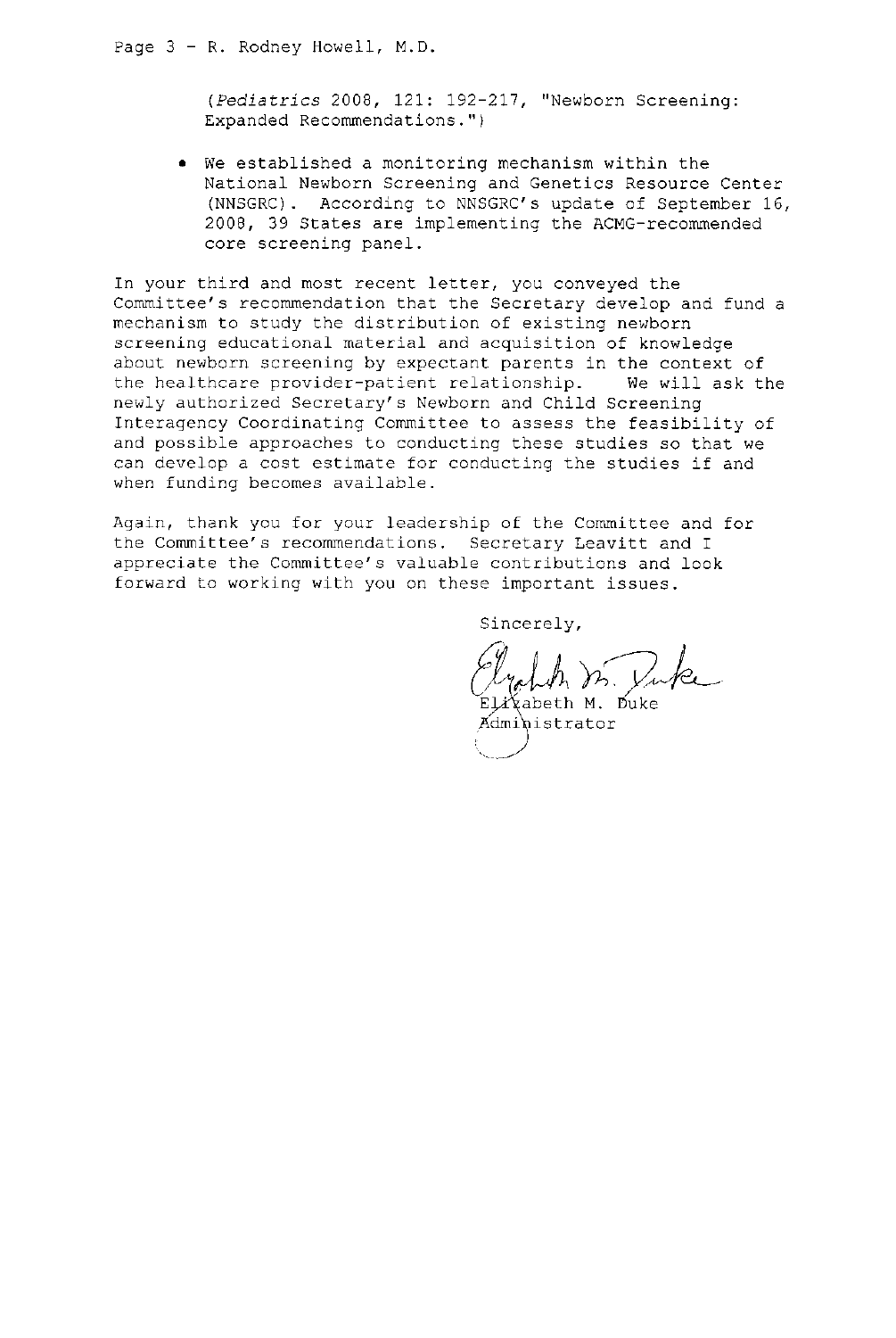(*Pediatrics* 2008, 121: 192-217, "Newborn Screening: Expanded Recommendations.")

- We established a monitoring mechanism within the National Newborn Screening and Genetics Resource Center (NNSGRC). According to NNSGRC's update of September 16, 2008, 39 States are implementing the ACMG-recommended core screening panel.

In your third and most recent letter, you conveyed the Committee's recommendation that the Secretary develop and fund a mechanism to study the distribution of existing newborn screening educational material and acquisition of knowledge about newborn screening by expectant parents in the context of the healthcare provider-patient relationship. We will ask the newly authorized Secretary's Newborn and Child Screening Interagency Coordinating Committee to assess the feasibility of and possible approaches to conducting these studies so that we can develop a cost estimate for conducting the studies if and when funding becomes available.

Again, thank you for your leadership of the Committee and for the Committee's recommendations. Secretary Leavitt and I appreciate the Committee's valuable contributions and look forward to working with you on these important issues.

Sincerely,

Elizabeth M. Duke
Administrator